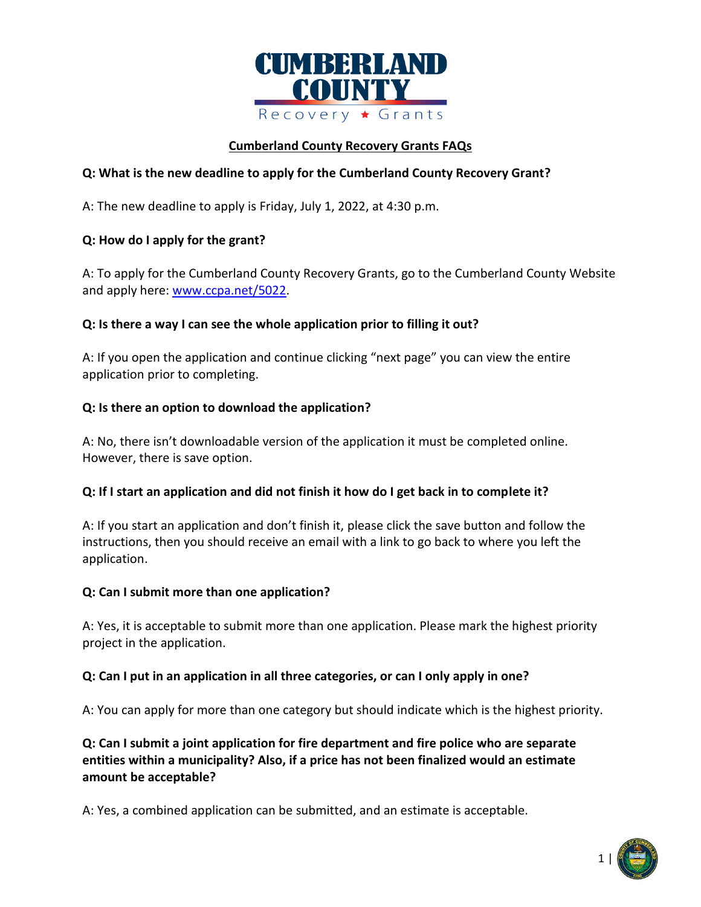# Cumberland County Recovery Grants FAQs

**Q: What is the new deadline to apply for the Cumberland County Recovery Grant?**

A: The new deadline to apply is Friday, July 1, 2022, at 4:30 p.m.

**Q: How do I apply for the grant?**

A: To apply for the Cumberland County Recovery Grants, go to the Cumberland County Website and apply here: [www.ccpa.net/5022](www.ccpa.net/5022).

**Q: Is there a way I can see the whole application prior to filling it out?**

A: If you open the application and continue clicking "next page" you can view the entire application prior to completing.

**Q: Is there an option to download the application?**

A: No, there isn't downloadable version of the application it must be completed online. However, there is save option.

**Q: If I start an application and did not finish it how do I get back in to complete it?**

A: If you start an application and don't finish it, please click the save button and follow the instructions, then you should receive an email with a link to go back to where you left the application.

**Q: Can I submit more than one application?**

A: Yes, it is acceptable to submit more than one application. Please mark the highest priority project in the application.

**Q: Can I put in an application in all three categories, or can I only apply in one?**

A: You can apply for more than one category but should indicate which is the highest priority.

**Q: Can I submit a joint application for fire department and fire police who are separate entities within a municipality? Also, if a price has not been finalized would an estimate amount be acceptable?**

A: Yes, a combined application can be submitted, and an estimate is acceptable.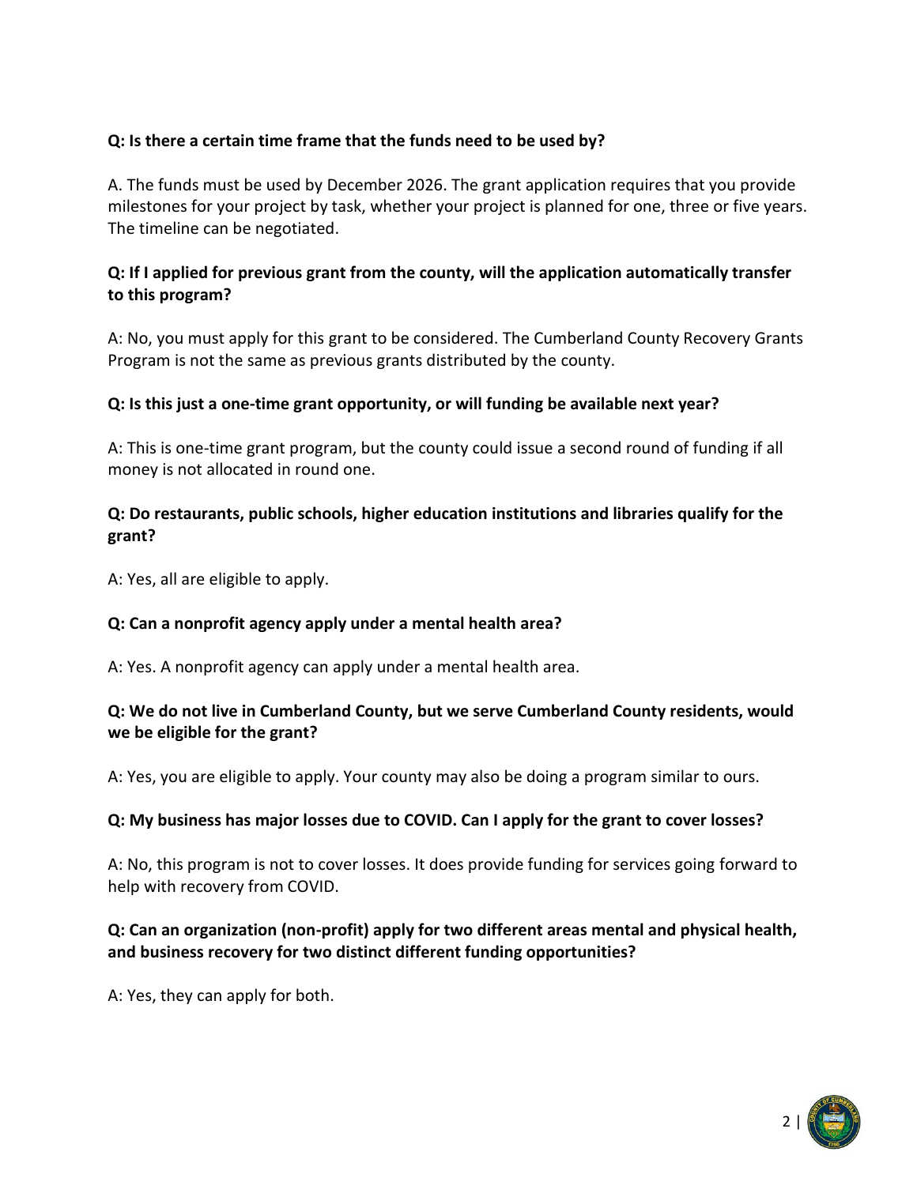**Q: Is there a certain time frame that the funds need to be used by?**

A. The funds must be used by December 2026. The grant application requires that you provide milestones for your project by task, whether your project is planned for one, three or five years. The timeline can be negotiated.

**Q: If I applied for previous grant from the county, will the application automatically transfer to this program?**

A: No, you must apply for this grant to be considered. The Cumberland County Recovery Grants Program is not the same as previous grants distributed by the county.

**Q: Is this just a one-time grant opportunity, or will funding be available next year?**

A: This is one-time grant program, but the county could issue a second round of funding if all money is not allocated in round one.

**Q: Do restaurants, public schools, higher education institutions and libraries qualify for the grant?**

A: Yes, all are eligible to apply.

**Q: Can a nonprofit agency apply under a mental health area?**

A: Yes. A nonprofit agency can apply under a mental health area.

**Q: We do not live in Cumberland County, but we serve Cumberland County residents, would we be eligible for the grant?**

A: Yes, you are eligible to apply. Your county may also be doing a program similar to ours.

**Q: My business has major losses due to COVID. Can I apply for the grant to cover losses?**

A: No, this program is not to cover losses. It does provide funding for services going forward to help with recovery from COVID.

**Q: Can an organization (non-profit) apply for two different areas mental and physical health, and business recovery for two distinct different funding opportunities?**

A: Yes, they can apply for both.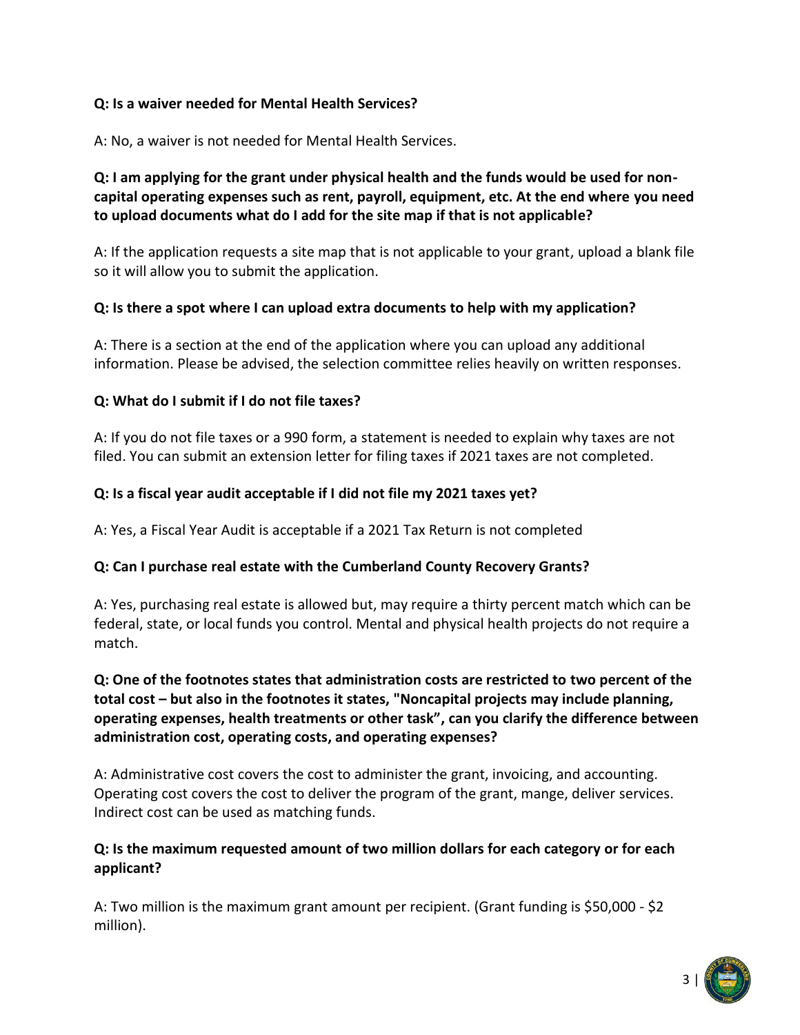**Q: Is a waiver needed for Mental Health Services?**

A: No, a waiver is not needed for Mental Health Services.

**Q: I am applying for the grant under physical health and the funds would be used for non-capital operating expenses such as rent, payroll, equipment, etc. At the end where you need to upload documents what do I add for the site map if that is not applicable?**

A: If the application requests a site map that is not applicable to your grant, upload a blank file so it will allow you to submit the application.

**Q: Is there a spot where I can upload extra documents to help with my application?**

A: There is a section at the end of the application where you can upload any additional information. Please be advised, the selection committee relies heavily on written responses.

**Q: What do I submit if I do not file taxes?**

A: If you do not file taxes or a 990 form, a statement is needed to explain why taxes are not filed. You can submit an extension letter for filing taxes if 2021 taxes are not completed.

**Q: Is a fiscal year audit acceptable if I did not file my 2021 taxes yet?**

A: Yes, a Fiscal Year Audit is acceptable if a 2021 Tax Return is not completed

**Q: Can I purchase real estate with the Cumberland County Recovery Grants?**

A: Yes, purchasing real estate is allowed but, may require a thirty percent match which can be federal, state, or local funds you control. Mental and physical health projects do not require a match.

**Q: One of the footnotes states that administration costs are restricted to two percent of the total cost – but also in the footnotes it states, "Noncapital projects may include planning, operating expenses, health treatments or other task", can you clarify the difference between administration cost, operating costs, and operating expenses?**

A: Administrative cost covers the cost to administer the grant, invoicing, and accounting. Operating cost covers the cost to deliver the program of the grant, mange, deliver services. Indirect cost can be used as matching funds.

**Q: Is the maximum requested amount of two million dollars for each category or for each applicant?**

A: Two million is the maximum grant amount per recipient. (Grant funding is $50,000 - $2 million).